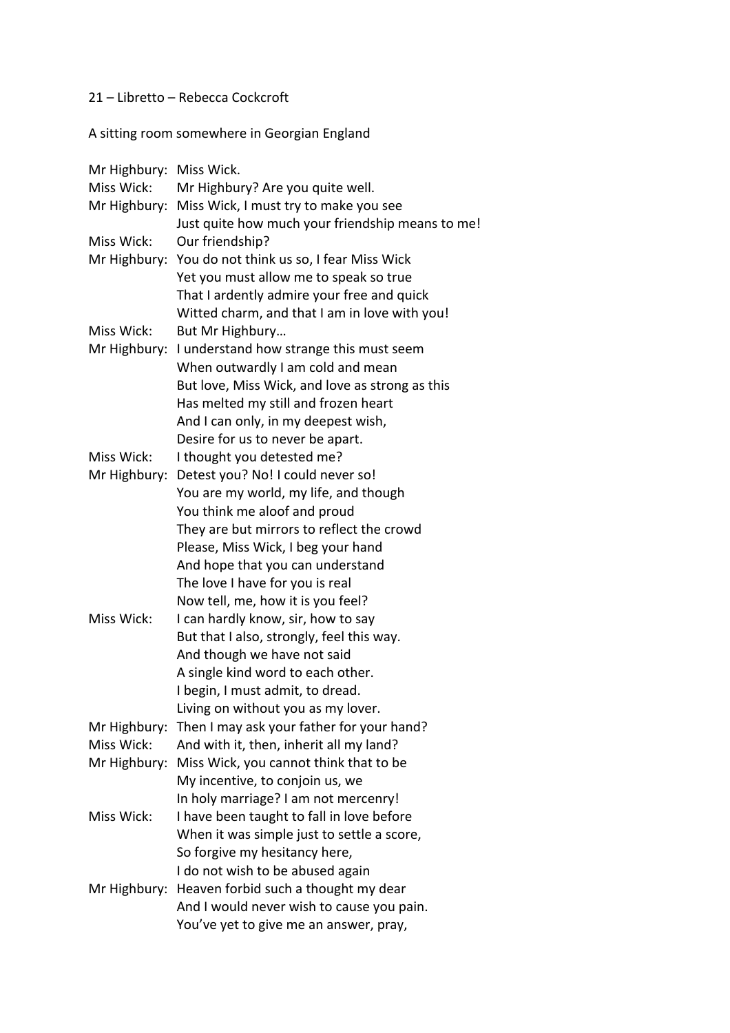21 – Libretto – Rebecca Cockcroft

A sitting room somewhere in Georgian England

Mr Highbury: Miss Wick.
Miss Wick: Mr Highbury? Are you quite well.
Mr Highbury: Miss Wick, I must try to make you see
Just quite how much your friendship means to me!
Miss Wick: Our friendship?
Mr Highbury: You do not think us so, I fear Miss Wick
Yet you must allow me to speak so true
That I ardently admire your free and quick
Witted charm, and that I am in love with you!
Miss Wick: But Mr Highbury…
Mr Highbury: I understand how strange this must seem
When outwardly I am cold and mean
But love, Miss Wick, and love as strong as this
Has melted my still and frozen heart
And I can only, in my deepest wish,
Desire for us to never be apart.
Miss Wick: I thought you detested me?
Mr Highbury: Detest you? No! I could never so!
You are my world, my life, and though
You think me aloof and proud
They are but mirrors to reflect the crowd
Please, Miss Wick, I beg your hand
And hope that you can understand
The love I have for you is real
Now tell, me, how it is you feel?
Miss Wick: I can hardly know, sir, how to say
But that I also, strongly, feel this way.
And though we have not said
A single kind word to each other.
I begin, I must admit, to dread.
Living on without you as my lover.
Mr Highbury: Then I may ask your father for your hand?
Miss Wick: And with it, then, inherit all my land?
Mr Highbury: Miss Wick, you cannot think that to be
My incentive, to conjoin us, we
In holy marriage? I am not mercenry!
Miss Wick: I have been taught to fall in love before
When it was simple just to settle a score,
So forgive my hesitancy here,
I do not wish to be abused again
Mr Highbury: Heaven forbid such a thought my dear
And I would never wish to cause you pain.
You've yet to give me an answer, pray,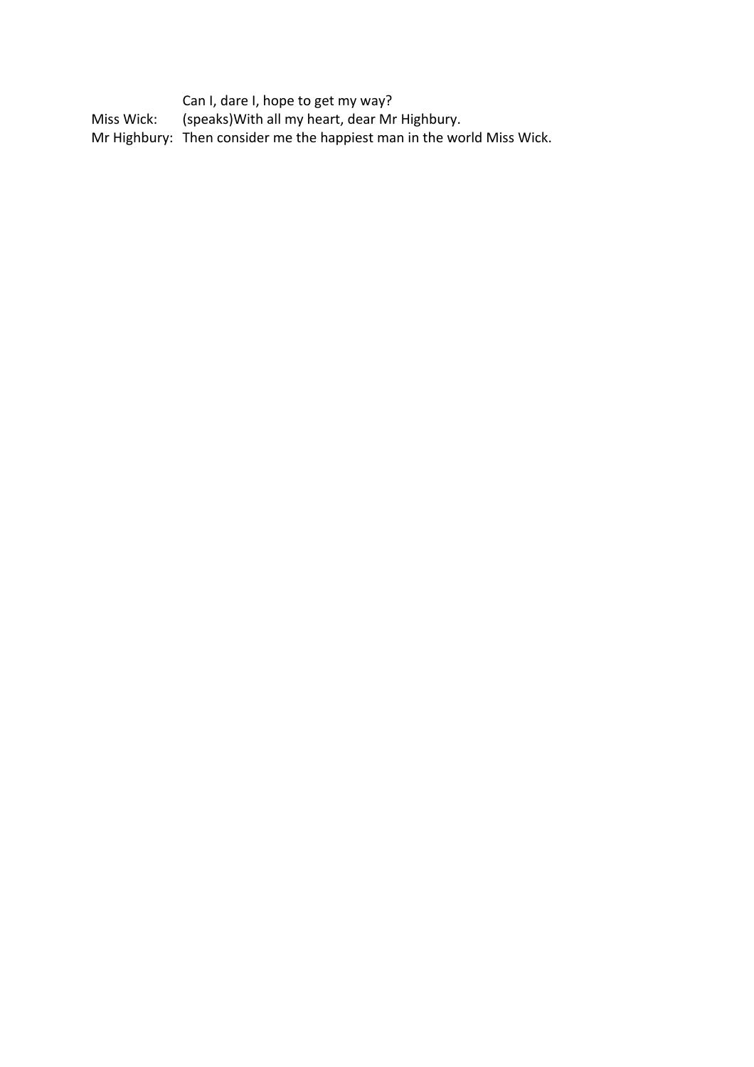Can I, dare I, hope to get my way?

Miss Wick: (speaks)With all my heart, dear Mr Highbury.

Mr Highbury: Then consider me the happiest man in the world Miss Wick.